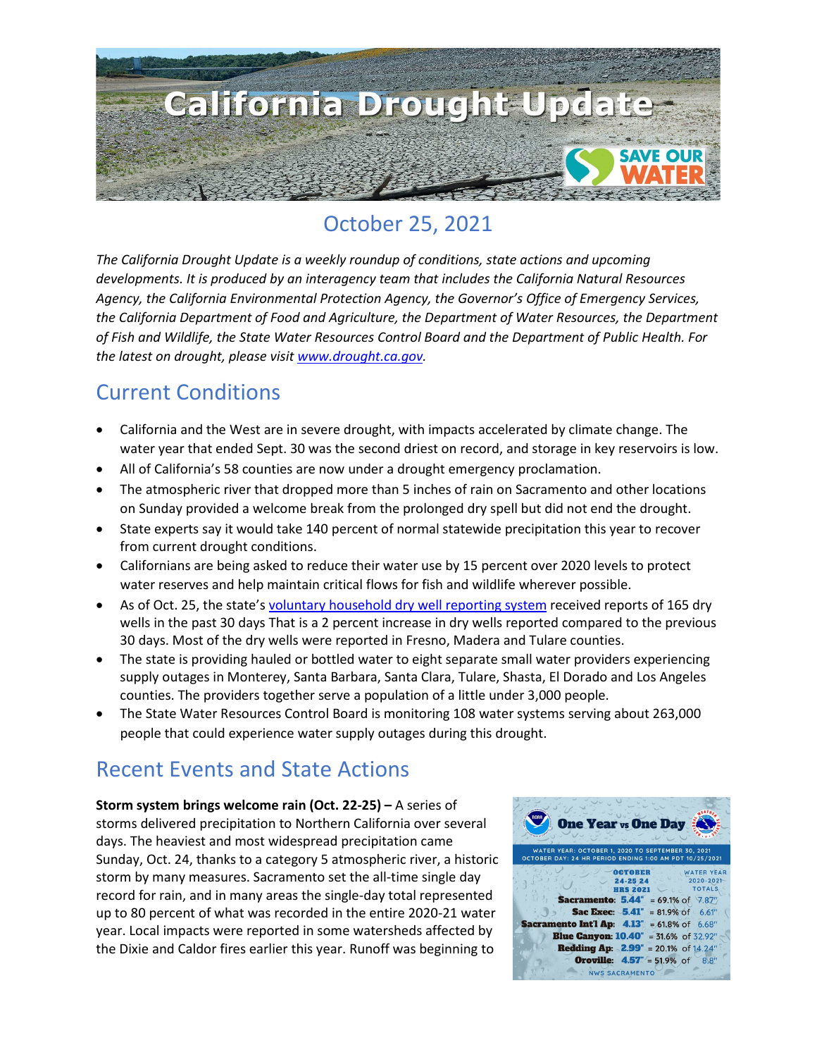# California Drought Update

## October 25, 2021

*The California Drought Update is a weekly roundup of conditions, state actions and upcoming developments. It is produced by an interagency team that includes the California Natural Resources Agency, the California Environmental Protection Agency, the Governor's Office of Emergency Services, the California Department of Food and Agriculture, the Department of Water Resources, the Department of Fish and Wildlife, the State Water Resources Control Board and the Department of Public Health. For the latest on drought, please visit [www.drought.ca.gov](www.drought.ca.gov).*

## Current Conditions

- California and the West are in severe drought, with impacts accelerated by climate change. The water year that ended Sept. 30 was the second driest on record, and storage in key reservoirs is low.
- All of California's 58 counties are now under a drought emergency proclamation.
- The atmospheric river that dropped more than 5 inches of rain on Sacramento and other locations on Sunday provided a welcome break from the prolonged dry spell but did not end the drought.
- State experts say it would take 140 percent of normal statewide precipitation this year to recover from current drought conditions.
- Californians are being asked to reduce their water use by 15 percent over 2020 levels to protect water reserves and help maintain critical flows for fish and wildlife wherever possible.
- As of Oct. 25, the state's [voluntary household dry well reporting system]() received reports of 165 dry wells in the past 30 days That is a 2 percent increase in dry wells reported compared to the previous 30 days. Most of the dry wells were reported in Fresno, Madera and Tulare counties.
- The state is providing hauled or bottled water to eight separate small water providers experiencing supply outages in Monterey, Santa Barbara, Santa Clara, Tulare, Shasta, El Dorado and Los Angeles counties. The providers together serve a population of a little under 3,000 people.
- The State Water Resources Control Board is monitoring 108 water systems serving about 263,000 people that could experience water supply outages during this drought.

## Recent Events and State Actions

**Storm system brings welcome rain (Oct. 22-25) –** A series of storms delivered precipitation to Northern California over several days. The heaviest and most widespread precipitation came Sunday, Oct. 24, thanks to a category 5 atmospheric river, a historic storm by many measures. Sacramento set the all-time single day record for rain, and in many areas the single-day total represented up to 80 percent of what was recorded in the entire 2020-21 water year. Local impacts were reported in some watersheds affected by the Dixie and Caldor fires earlier this year. Runoff was beginning to

**One Year vs One Day**

WATER YEAR: OCTOBER 1, 2020 TO SEPTEMBER 30, 2021
OCTOBER DAY: 24 HR PERIOD ENDING 1:00 AM PDT 10/25/2021

| | OCTOBER 24-25 24 HRS 2021 | | WATER YEAR 2020-2021 TOTALS |
|---|---|---|---|
| Sacramento: | 5.44" | = 69.1% of | 7.87" |
| Sac Exec: | 5.41" | = 81.9% of | 6.61" |
| Sacramento Int'l Ap: | 4.13" | = 61.8% of | 6.68" |
| Blue Canyon: | 10.40" | = 31.6% of | 32.92" |
| Redding Ap: | 2.99" | = 20.1% of | 14.24" |
| Oroville: | 4.57" | = 51.9% of | 8.8" |

NWS SACRAMENTO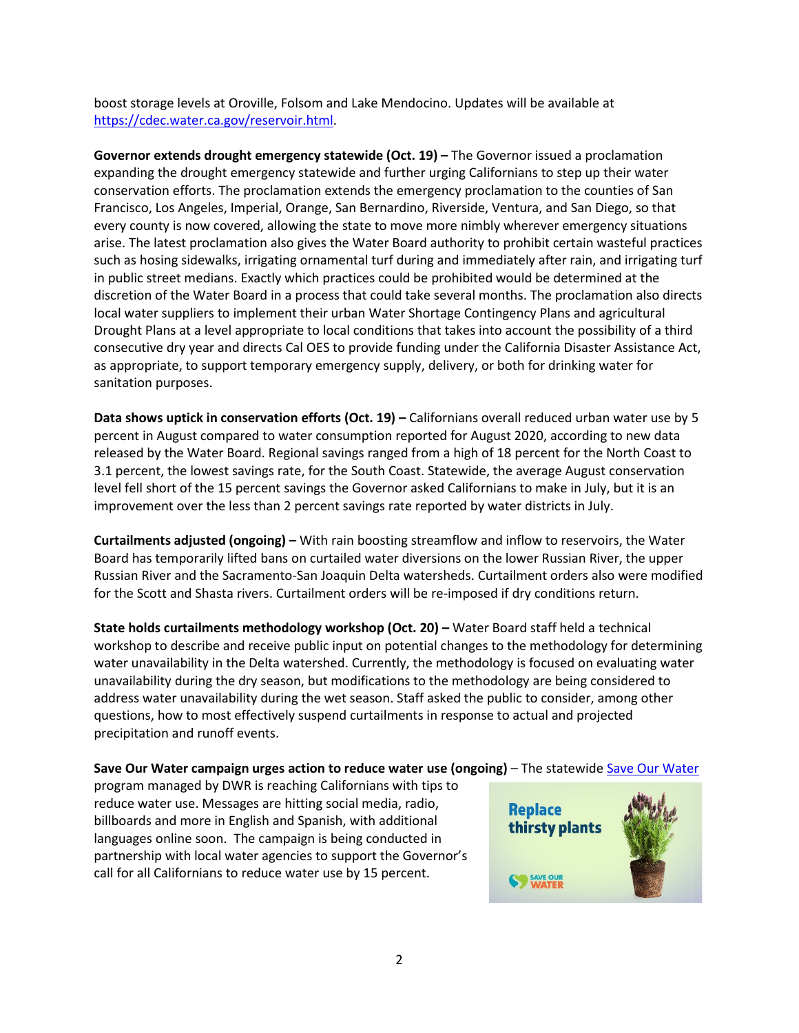boost storage levels at Oroville, Folsom and Lake Mendocino. Updates will be available at [https://cdec.water.ca.gov/reservoir.html](https://cdec.water.ca.gov/reservoir.html).

**Governor extends drought emergency statewide (Oct. 19) –** The Governor issued a proclamation expanding the drought emergency statewide and further urging Californians to step up their water conservation efforts. The proclamation extends the emergency proclamation to the counties of San Francisco, Los Angeles, Imperial, Orange, San Bernardino, Riverside, Ventura, and San Diego, so that every county is now covered, allowing the state to move more nimbly wherever emergency situations arise. The latest proclamation also gives the Water Board authority to prohibit certain wasteful practices such as hosing sidewalks, irrigating ornamental turf during and immediately after rain, and irrigating turf in public street medians. Exactly which practices could be prohibited would be determined at the discretion of the Water Board in a process that could take several months. The proclamation also directs local water suppliers to implement their urban Water Shortage Contingency Plans and agricultural Drought Plans at a level appropriate to local conditions that takes into account the possibility of a third consecutive dry year and directs Cal OES to provide funding under the California Disaster Assistance Act, as appropriate, to support temporary emergency supply, delivery, or both for drinking water for sanitation purposes.

**Data shows uptick in conservation efforts (Oct. 19) –** Californians overall reduced urban water use by 5 percent in August compared to water consumption reported for August 2020, according to new data released by the Water Board. Regional savings ranged from a high of 18 percent for the North Coast to 3.1 percent, the lowest savings rate, for the South Coast. Statewide, the average August conservation level fell short of the 15 percent savings the Governor asked Californians to make in July, but it is an improvement over the less than 2 percent savings rate reported by water districts in July.

**Curtailments adjusted (ongoing) –** With rain boosting streamflow and inflow to reservoirs, the Water Board has temporarily lifted bans on curtailed water diversions on the lower Russian River, the upper Russian River and the Sacramento-San Joaquin Delta watersheds. Curtailment orders also were modified for the Scott and Shasta rivers. Curtailment orders will be re-imposed if dry conditions return.

**State holds curtailments methodology workshop (Oct. 20) –** Water Board staff held a technical workshop to describe and receive public input on potential changes to the methodology for determining water unavailability in the Delta watershed. Currently, the methodology is focused on evaluating water unavailability during the dry season, but modifications to the methodology are being considered to address water unavailability during the wet season. Staff asked the public to consider, among other questions, how to most effectively suspend curtailments in response to actual and projected precipitation and runoff events.

**Save Our Water campaign urges action to reduce water use (ongoing)** – The statewide [Save Our Water](#) program managed by DWR is reaching Californians with tips to reduce water use. Messages are hitting social media, radio, billboards and more in English and Spanish, with additional languages online soon. The campaign is being conducted in partnership with local water agencies to support the Governor's call for all Californians to reduce water use by 15 percent.

Replace thirsty plants

SAVE OUR WATER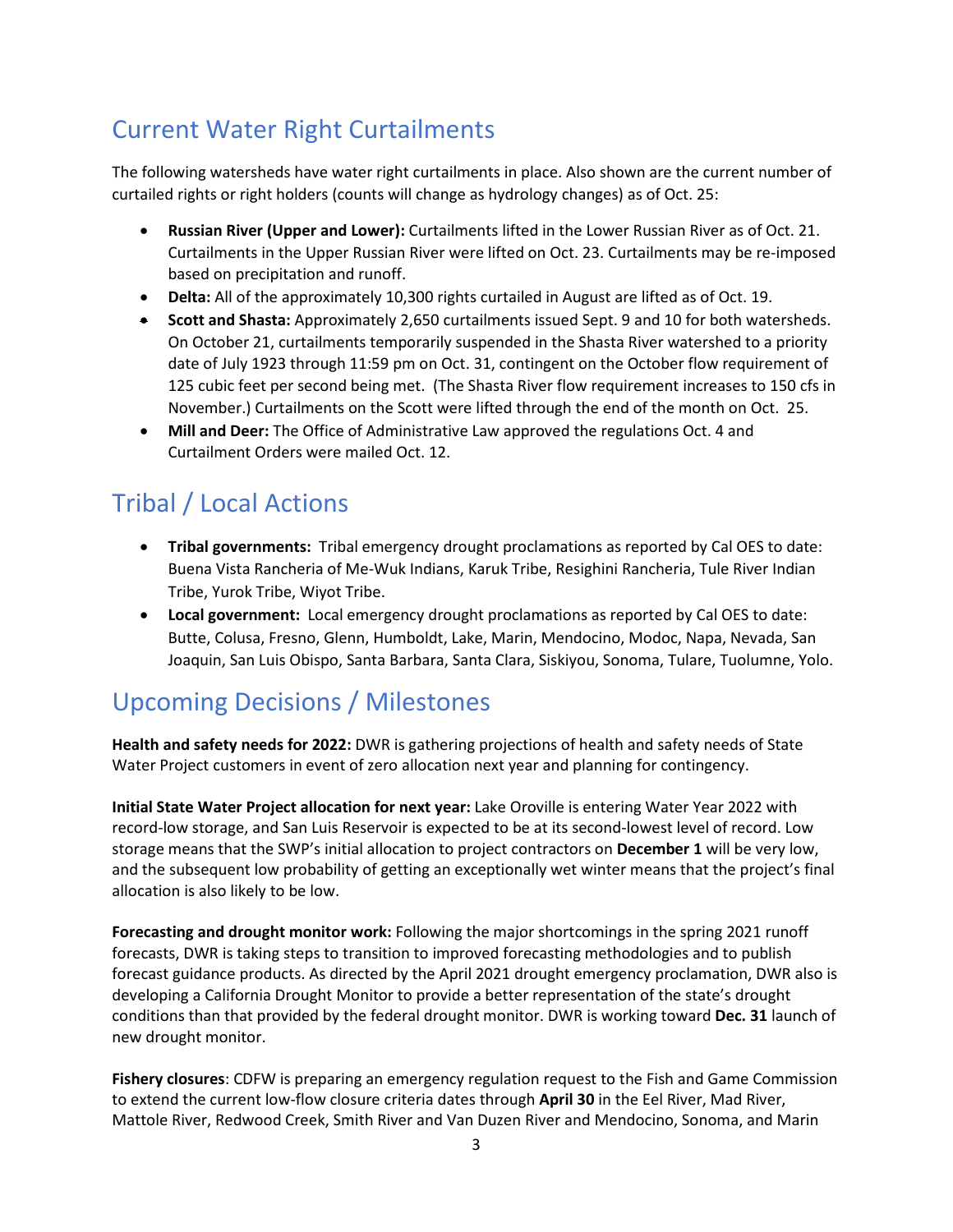## Current Water Right Curtailments

The following watersheds have water right curtailments in place. Also shown are the current number of curtailed rights or right holders (counts will change as hydrology changes) as of Oct. 25:

- **Russian River (Upper and Lower):** Curtailments lifted in the Lower Russian River as of Oct. 21. Curtailments in the Upper Russian River were lifted on Oct. 23. Curtailments may be re-imposed based on precipitation and runoff.
- **Delta:** All of the approximately 10,300 rights curtailed in August are lifted as of Oct. 19.
- **Scott and Shasta:** Approximately 2,650 curtailments issued Sept. 9 and 10 for both watersheds. On October 21, curtailments temporarily suspended in the Shasta River watershed to a priority date of July 1923 through 11:59 pm on Oct. 31, contingent on the October flow requirement of 125 cubic feet per second being met. (The Shasta River flow requirement increases to 150 cfs in November.) Curtailments on the Scott were lifted through the end of the month on Oct. 25.
- **Mill and Deer:** The Office of Administrative Law approved the regulations Oct. 4 and Curtailment Orders were mailed Oct. 12.

## Tribal / Local Actions

- **Tribal governments:** Tribal emergency drought proclamations as reported by Cal OES to date: Buena Vista Rancheria of Me-Wuk Indians, Karuk Tribe, Resighini Rancheria, Tule River Indian Tribe, Yurok Tribe, Wiyot Tribe.
- **Local government:** Local emergency drought proclamations as reported by Cal OES to date: Butte, Colusa, Fresno, Glenn, Humboldt, Lake, Marin, Mendocino, Modoc, Napa, Nevada, San Joaquin, San Luis Obispo, Santa Barbara, Santa Clara, Siskiyou, Sonoma, Tulare, Tuolumne, Yolo.

## Upcoming Decisions / Milestones

**Health and safety needs for 2022:** DWR is gathering projections of health and safety needs of State Water Project customers in event of zero allocation next year and planning for contingency.

**Initial State Water Project allocation for next year:** Lake Oroville is entering Water Year 2022 with record-low storage, and San Luis Reservoir is expected to be at its second-lowest level of record. Low storage means that the SWP's initial allocation to project contractors on **December 1** will be very low, and the subsequent low probability of getting an exceptionally wet winter means that the project's final allocation is also likely to be low.

**Forecasting and drought monitor work:** Following the major shortcomings in the spring 2021 runoff forecasts, DWR is taking steps to transition to improved forecasting methodologies and to publish forecast guidance products. As directed by the April 2021 drought emergency proclamation, DWR also is developing a California Drought Monitor to provide a better representation of the state's drought conditions than that provided by the federal drought monitor. DWR is working toward **Dec. 31** launch of new drought monitor.

**Fishery closures**: CDFW is preparing an emergency regulation request to the Fish and Game Commission to extend the current low-flow closure criteria dates through **April 30** in the Eel River, Mad River, Mattole River, Redwood Creek, Smith River and Van Duzen River and Mendocino, Sonoma, and Marin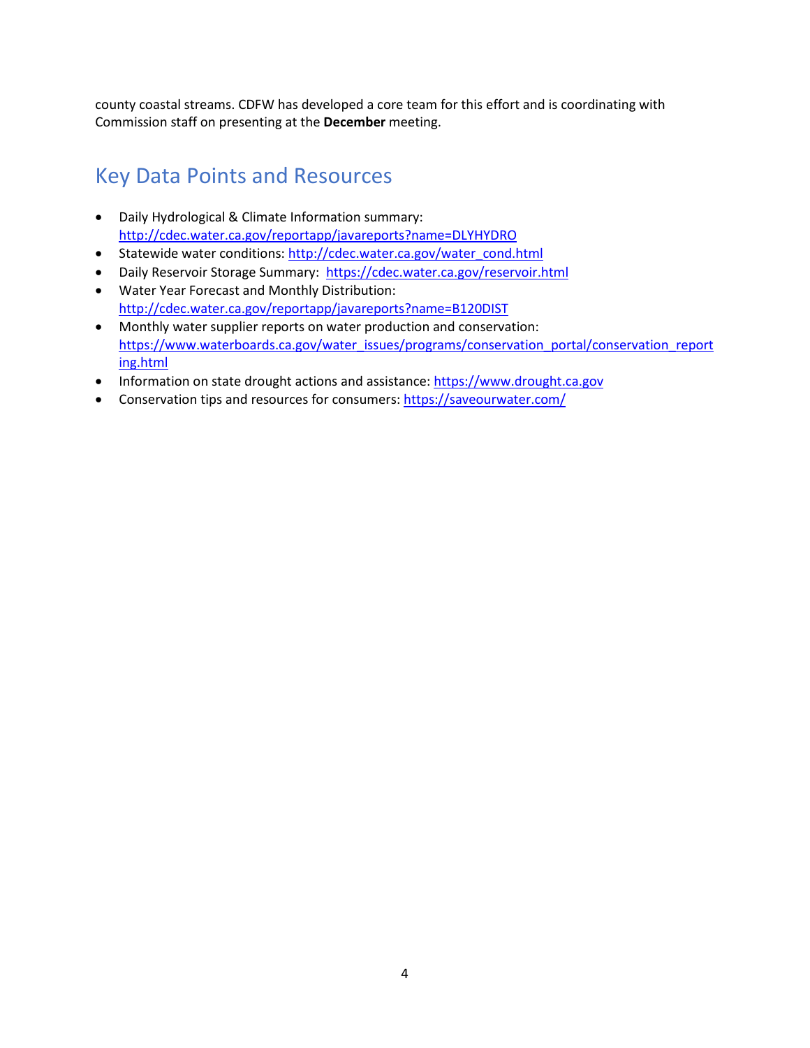county coastal streams. CDFW has developed a core team for this effort and is coordinating with Commission staff on presenting at the **December** meeting.

## Key Data Points and Resources

- Daily Hydrological & Climate Information summary: http://cdec.water.ca.gov/reportapp/javareports?name=DLYHYDRO
- Statewide water conditions: http://cdec.water.ca.gov/water_cond.html
- Daily Reservoir Storage Summary: https://cdec.water.ca.gov/reservoir.html
- Water Year Forecast and Monthly Distribution: http://cdec.water.ca.gov/reportapp/javareports?name=B120DIST
- Monthly water supplier reports on water production and conservation: https://www.waterboards.ca.gov/water_issues/programs/conservation_portal/conservation_reporting.html
- Information on state drought actions and assistance: https://www.drought.ca.gov
- Conservation tips and resources for consumers: https://saveourwater.com/